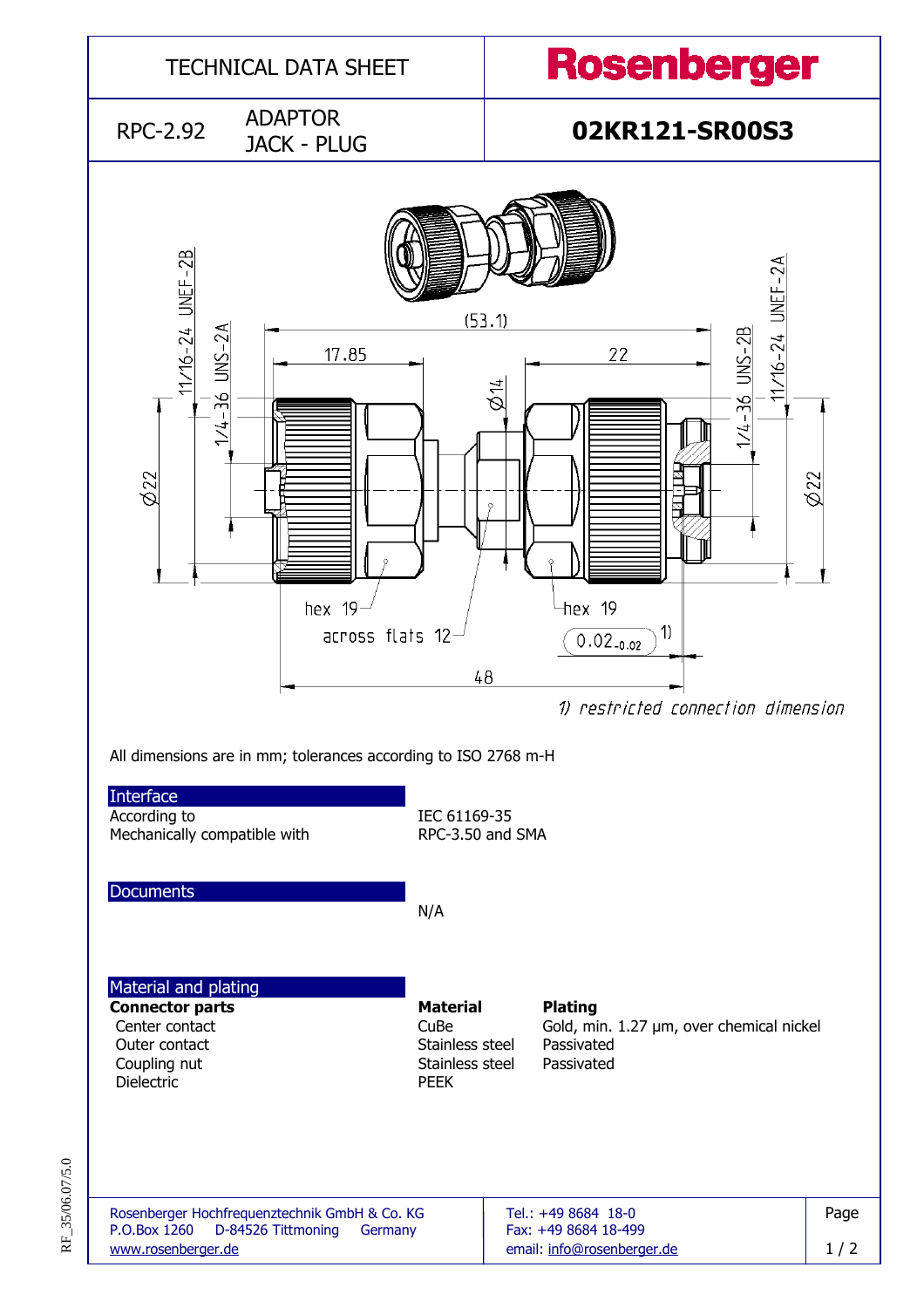# TECHNICAL DATA SHEET

**Rosenberger**

RPC-2.92 ADAPTOR JACK - PLUG

## 02KR121-SR00S3

(53.1)

17.85

22

11/16-24 UNEF-2B

1/4-36 UNS-2A

Ø14

1/4-36 UNS-2B

11/16-24 UNEF-2A

Ø22

Ø22

hex 19

across flats 12

hex 19

$0.02_{-0.02}$ 1)

48

*1) restricted connection dimension*

All dimensions are in mm; tolerances according to ISO 2768 m-H

### Interface

| | |
|---|---|
| According to | IEC 61169-35 |
| Mechanically compatible with | RPC-3.50 and SMA |

### Documents

N/A

### Material and plating

| **Connector parts** | **Material** | **Plating** |
|---|---|---|
| Center contact | CuBe | Gold, min. 1.27 µm, over chemical nickel |
| Outer contact | Stainless steel | Passivated |
| Coupling nut | Stainless steel | Passivated |
| Dielectric | PEEK | |

Rosenberger Hochfrequenztechnik GmbH & Co. KG
P.O.Box 1260 D-84526 Tittmoning Germany
www.rosenberger.de

Tel.: +49 8684 18-0
Fax: +49 8684 18-499
email: info@rosenberger.de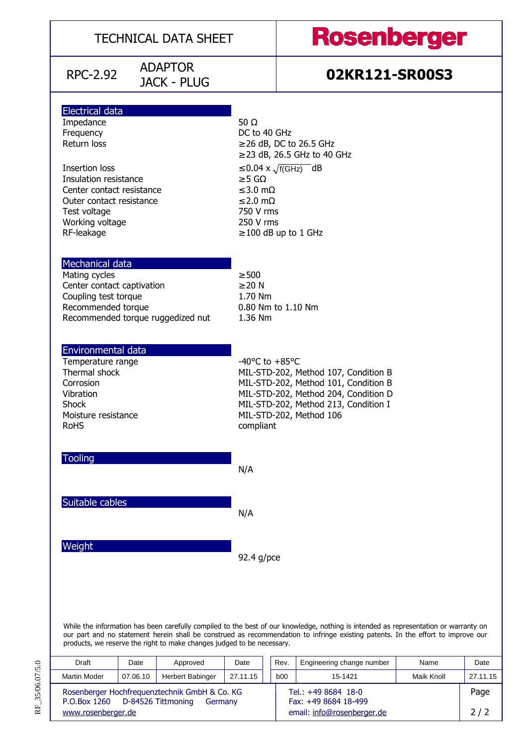# TECHNICAL DATA SHEET

**Rosenberger**

RPC-2.92 ADAPTOR JACK - PLUG

**02KR121-SR00S3**

## Electrical data

| | |
|---|---|
| Impedance | 50 Ω |
| Frequency | DC to 40 GHz |
| Return loss | ≥26 dB, DC to 26.5 GHz<br>≥23 dB, 26.5 GHz to 40 GHz |
| Insertion loss | $\leq 0.04 \times \sqrt{f(\mathrm{GHz})}$ dB |
| Insulation resistance | ≥5 GΩ |
| Center contact resistance | ≤3.0 mΩ |
| Outer contact resistance | ≤2.0 mΩ |
| Test voltage | 750 V rms |
| Working voltage | 250 V rms |
| RF-leakage | ≥100 dB up to 1 GHz |

## Mechanical data

| | |
|---|---|
| Mating cycles | ≥500 |
| Center contact captivation | ≥20 N |
| Coupling test torque | 1.70 Nm |
| Recommended torque | 0.80 Nm to 1.10 Nm |
| Recommended torque ruggedized nut | 1.36 Nm |

## Environmental data

| | |
|---|---|
| Temperature range | -40°C to +85°C |
| Thermal shock | MIL-STD-202, Method 107, Condition B |
| Corrosion | MIL-STD-202, Method 101, Condition B |
| Vibration | MIL-STD-202, Method 204, Condition D |
| Shock | MIL-STD-202, Method 213, Condition I |
| Moisture resistance | MIL-STD-202, Method 106 |
| RoHS | compliant |

## Tooling

N/A

## Suitable cables

N/A

## Weight

92.4 g/pce

While the information has been carefully compiled to the best of our knowledge, nothing is intended as representation or warranty on our part and no statement herein shall be construed as recommendation to infringe existing patents. In the effort to improve our products, we reserve the right to make changes judged to be necessary.

| Draft | Date | Approved | Date | Rev. | Engineering change number | Name | Date |
|---|---|---|---|---|---|---|---|
| Martin Moder | 07.06.10 | Herbert Babinger | 27.11.15 | b00 | 15-1421 | Maik Knoll | 27.11.15 |

Rosenberger Hochfrequenztechnik GmbH & Co. KG
P.O.Box 1260 D-84526 Tittmoning Germany
www.rosenberger.de

Tel.: +49 8684 18-0
Fax: +49 8684 18-499
email: info@rosenberger.de

RF_35/06.07/5.0